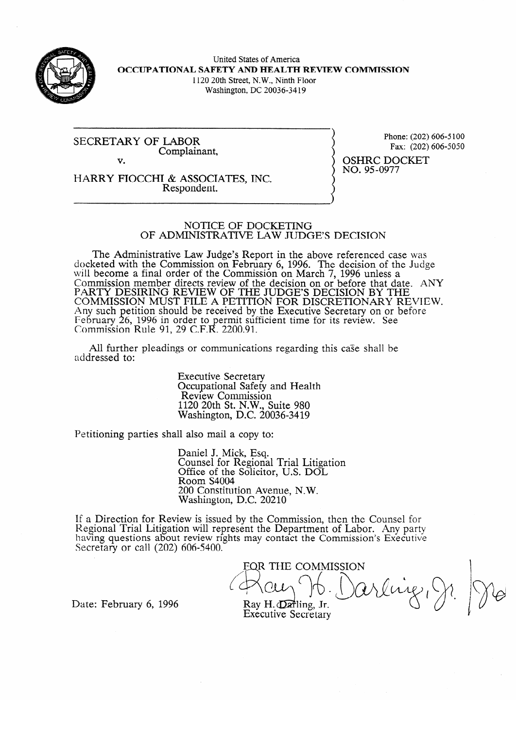United States of America
**OCCUPATIONAL SAFETY AND HEALTH REVIEW COMMISSION**
1120 20th Street, N.W., Ninth Floor
Washington, DC 20036-3419

SECRETARY OF LABOR
Complainant,

v.

HARRY FIOCCHI & ASSOCIATES, INC.
Respondent.

Phone: (202) 606-5100
Fax: (202) 606-5050

OSHRC DOCKET
NO. 95-0977

## NOTICE OF DOCKETING OF ADMINISTRATIVE LAW JUDGE'S DECISION

The Administrative Law Judge's Report in the above referenced case was docketed with the Commission on February 6, 1996. The decision of the Judge will become a final order of the Commission on March 7, 1996 unless a Commission member directs review of the decision on or before that date. ANY PARTY DESIRING REVIEW OF THE JUDGE'S DECISION BY THE COMMISSION MUST FILE A PETITION FOR DISCRETIONARY REVIEW. Any such petition should be received by the Executive Secretary on or before February 26, 1996 in order to permit sufficient time for its review. See Commission Rule 91, 29 C.F.R. 2200.91.

All further pleadings or communications regarding this case shall be addressed to:

Executive Secretary
Occupational Safety and Health Review Commission
1120 20th St. N.W., Suite 980
Washington, D.C. 20036-3419

Petitioning parties shall also mail a copy to:

Daniel J. Mick, Esq.
Counsel for Regional Trial Litigation
Office of the Solicitor, U.S. DOL
Room S4004
200 Constitution Avenue, N.W.
Washington, D.C. 20210

If a Direction for Review is issued by the Commission, then the Counsel for Regional Trial Litigation will represent the Department of Labor. Any party having questions about review rights may contact the Commission's Executive Secretary or call (202) 606-5400.

FOR THE COMMISSION

Ray H. Darling, Jr.
Executive Secretary

Date: February 6, 1996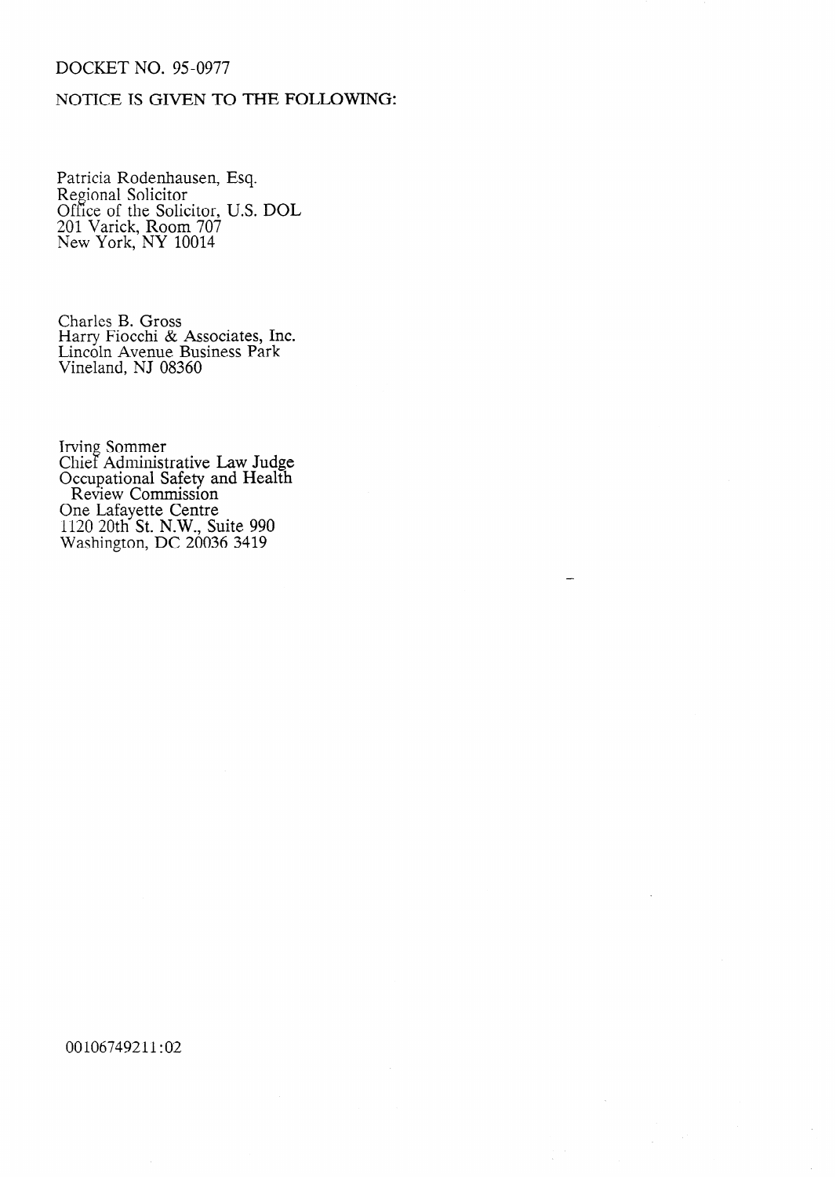DOCKET NO. 95-0977

NOTICE IS GIVEN TO THE FOLLOWING:

Patricia Rodenhausen, Esq.
Regional Solicitor
Office of the Solicitor, U.S. DOL
201 Varick, Room 707
New York, NY 10014

Charles B. Gross
Harry Fiocchi & Associates, Inc.
Lincoln Avenue Business Park
Vineland, NJ 08360

Irving Sommer
Chief Administrative Law Judge
Occupational Safety and Health
Review Commission
One Lafayette Centre
1120 20th St. N.W., Suite 990
Washington, DC 20036 3419

00106749211:02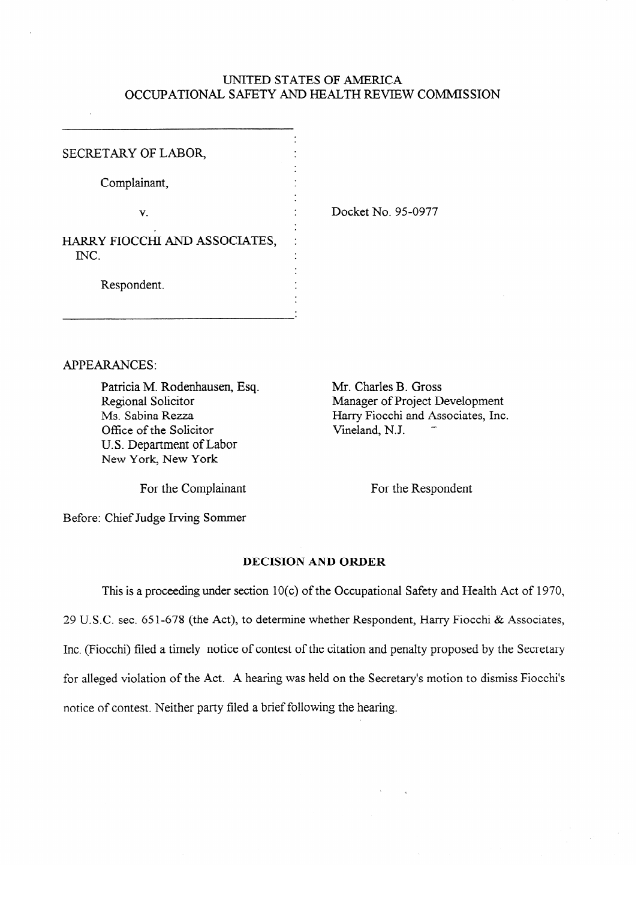# UNITED STATES OF AMERICA
# OCCUPATIONAL SAFETY AND HEALTH REVIEW COMMISSION

SECRETARY OF LABOR,

Complainant,

v.

HARRY FIOCCHI AND ASSOCIATES, INC.

Respondent.

Docket No. 95-0977

APPEARANCES:

| For the Complainant | For the Respondent |
|---|---|
| Patricia M. Rodenhausen, Esq.<br>Regional Solicitor<br>Ms. Sabina Rezza<br>Office of the Solicitor<br>U.S. Department of Labor<br>New York, New York | Mr. Charles B. Gross<br>Manager of Project Development<br>Harry Fiocchi and Associates, Inc.<br>Vineland, N.J. |

Before: Chief Judge Irving Sommer

**DECISION AND ORDER**

This is a proceeding under section 10(c) of the Occupational Safety and Health Act of 1970, 29 U.S.C. sec. 651-678 (the Act), to determine whether Respondent, Harry Fiocchi & Associates, Inc. (Fiocchi) filed a timely notice of contest of the citation and penalty proposed by the Secretary for alleged violation of the Act. A hearing was held on the Secretary's motion to dismiss Fiocchi's notice of contest. Neither party filed a brief following the hearing.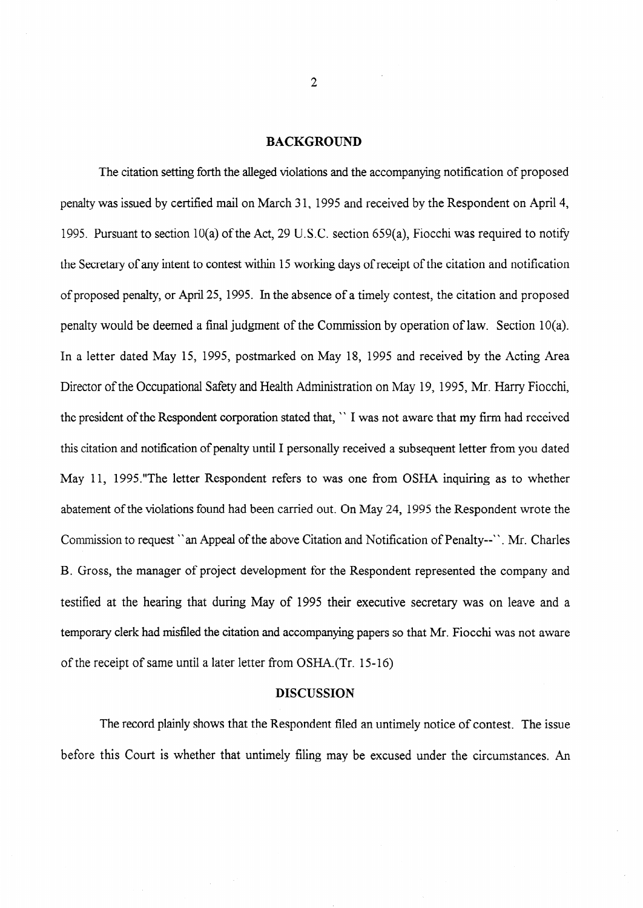## BACKGROUND

The citation setting forth the alleged violations and the accompanying notification of proposed penalty was issued by certified mail on March 31, 1995 and received by the Respondent on April 4, 1995. Pursuant to section 10(a) of the Act, 29 U.S.C. section 659(a), Fiocchi was required to notify the Secretary of any intent to contest within 15 working days of receipt of the citation and notification of proposed penalty, or April 25, 1995. In the absence of a timely contest, the citation and proposed penalty would be deemed a final judgment of the Commission by operation of law. Section 10(a). In a letter dated May 15, 1995, postmarked on May 18, 1995 and received by the Acting Area Director of the Occupational Safety and Health Administration on May 19, 1995, Mr. Harry Fiocchi, the president of the Respondent corporation stated that, `` I was not aware that my firm had received this citation and notification of penalty until I personally received a subsequent letter from you dated May 11, 1995."The letter Respondent refers to was one from OSHA inquiring as to whether abatement of the violations found had been carried out. On May 24, 1995 the Respondent wrote the Commission to request ``an Appeal of the above Citation and Notification of Penalty--``. Mr. Charles B. Gross, the manager of project development for the Respondent represented the company and testified at the hearing that during May of 1995 their executive secretary was on leave and a temporary clerk had misfiled the citation and accompanying papers so that Mr. Fiocchi was not aware of the receipt of same until a later letter from OSHA.(Tr. 15-16)

## DISCUSSION

The record plainly shows that the Respondent filed an untimely notice of contest. The issue before this Court is whether that untimely filing may be excused under the circumstances. An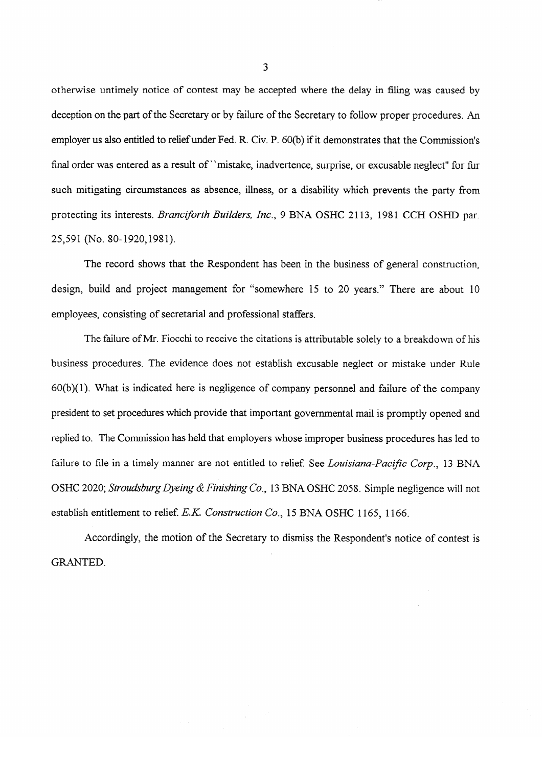otherwise untimely notice of contest may be accepted where the delay in filing was caused by deception on the part of the Secretary or by failure of the Secretary to follow proper procedures. An employer us also entitled to relief under Fed. R. Civ. P. 60(b) if it demonstrates that the Commission's final order was entered as a result of ``mistake, inadvertence, surprise, or excusable neglect" for fur such mitigating circumstances as absence, illness, or a disability which prevents the party from protecting its interests. *Branciforth Builders, Inc.*, 9 BNA OSHC 2113, 1981 CCH OSHD par. 25,591 (No. 80-1920,1981).

The record shows that the Respondent has been in the business of general construction, design, build and project management for "somewhere 15 to 20 years." There are about 10 employees, consisting of secretarial and professional staffers.

The failure of Mr. Fiocchi to receive the citations is attributable solely to a breakdown of his business procedures. The evidence does not establish excusable neglect or mistake under Rule 60(b)(1). What is indicated here is negligence of company personnel and failure of the company president to set procedures which provide that important governmental mail is promptly opened and replied to. The Commission has held that employers whose improper business procedures has led to failure to file in a timely manner are not entitled to relief. See *Louisiana-Pacific Corp.*, 13 BNA OSHC 2020; *Stroudsburg Dyeing & Finishing Co.*, 13 BNA OSHC 2058. Simple negligence will not establish entitlement to relief. *E.K. Construction Co.*, 15 BNA OSHC 1165, 1166.

Accordingly, the motion of the Secretary to dismiss the Respondent's notice of contest is GRANTED.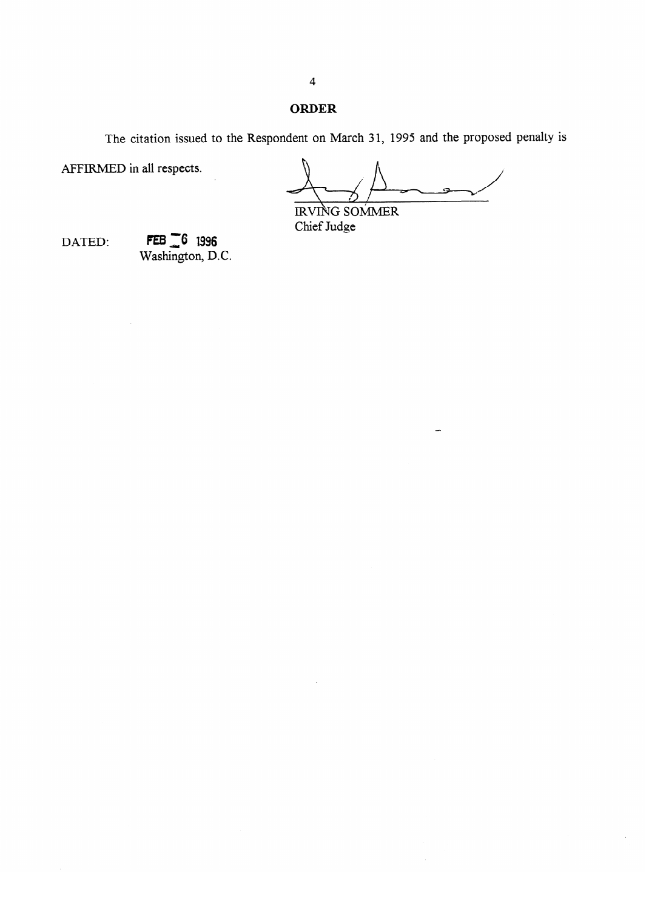## ORDER

The citation issued to the Respondent on March 31, 1995 and the proposed penalty is AFFIRMED in all respects.

IRVING SOMMER
Chief Judge

DATED: FEB 6 1996
Washington, D.C.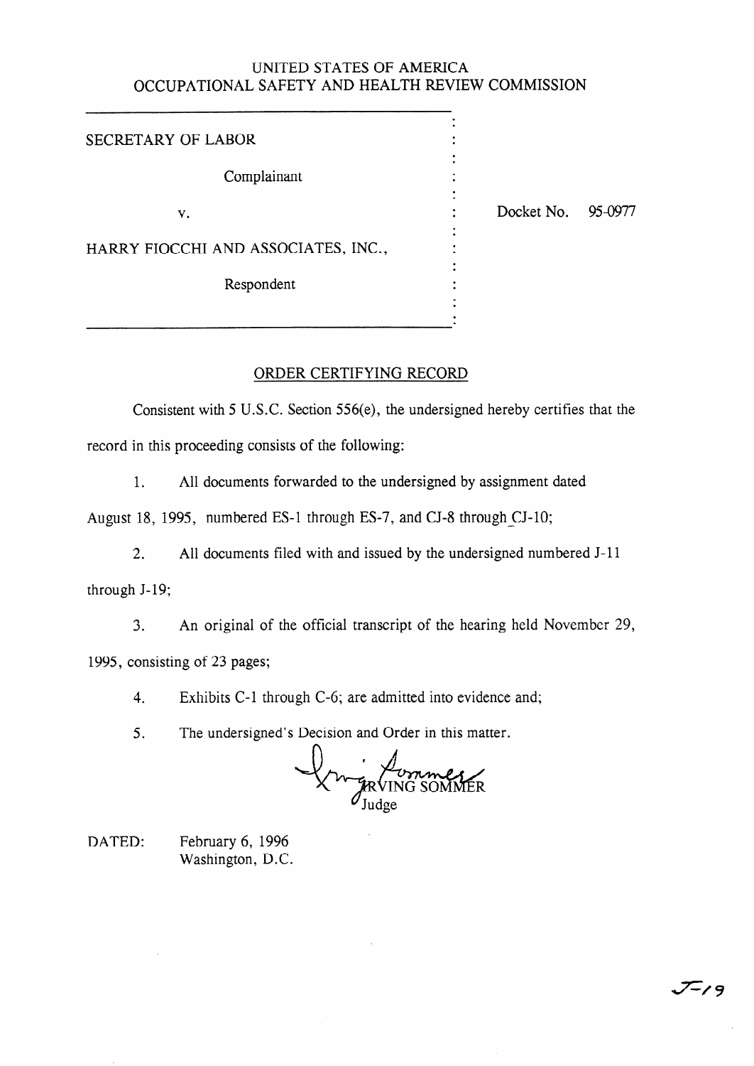UNITED STATES OF AMERICA
OCCUPATIONAL SAFETY AND HEALTH REVIEW COMMISSION

| | |
|---|---|
| SECRETARY OF LABOR<br><br>Complainant<br><br>v.<br><br>HARRY FIOCCHI AND ASSOCIATES, INC.,<br><br>Respondent | Docket No. 95-0977 |

## ORDER CERTIFYING RECORD

Consistent with 5 U.S.C. Section 556(e), the undersigned hereby certifies that the record in this proceeding consists of the following:

1. All documents forwarded to the undersigned by assignment dated August 18, 1995, numbered ES-1 through ES-7, and CJ-8 through CJ-10;

2. All documents filed with and issued by the undersigned numbered J-11 through J-19;

3. An original of the official transcript of the hearing held November 29, 1995, consisting of 23 pages;

4. Exhibits C-1 through C-6; are admitted into evidence and;

5. The undersigned's Decision and Order in this matter.

IRVING SOMMER
Judge

DATED: February 6, 1996
Washington, D.C.

J-19